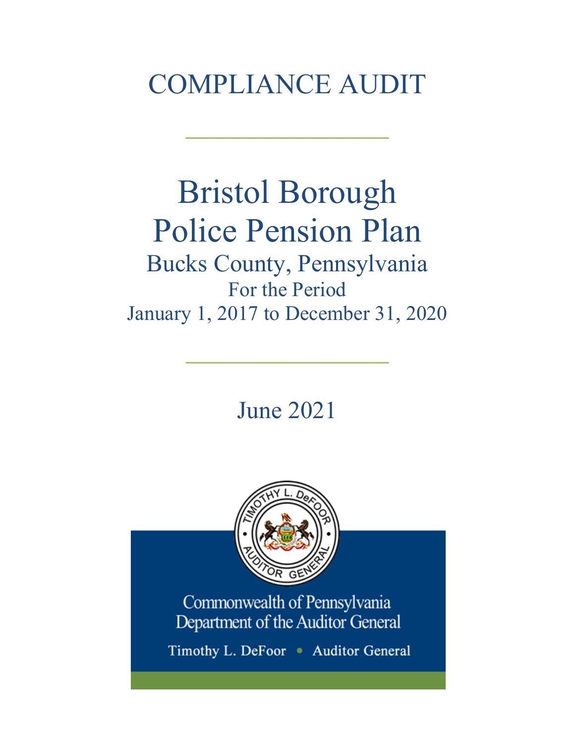# COMPLIANCE AUDIT

---

# Bristol Borough Police Pension Plan

## Bucks County, Pennsylvania

For the Period

January 1, 2017 to December 31, 2020

---

June 2021

Commonwealth of Pennsylvania
Department of the Auditor General

Timothy L. DeFoor • Auditor General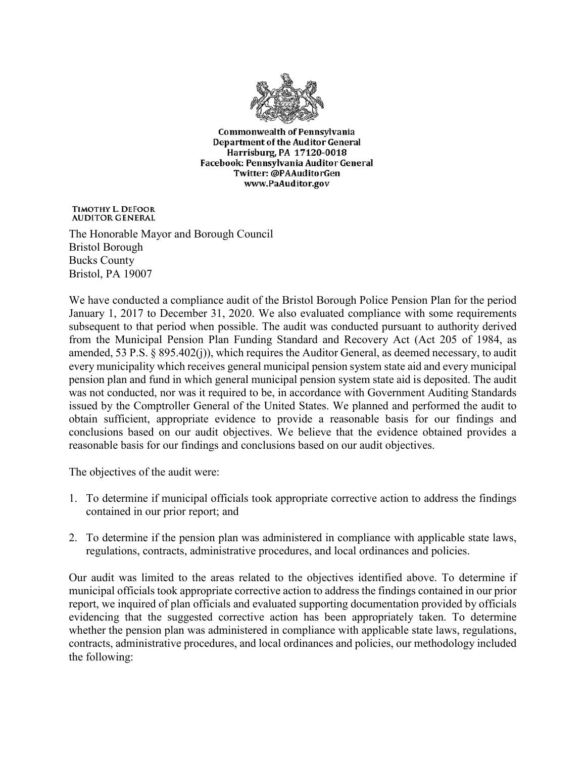Commonwealth of Pennsylvania
Department of the Auditor General
Harrisburg, PA 17120-0018
Facebook: Pennsylvania Auditor General
Twitter: @PAAuditorGen
www.PaAuditor.gov

TIMOTHY L. DEFOOR
AUDITOR GENERAL

The Honorable Mayor and Borough Council
Bristol Borough
Bucks County
Bristol, PA 19007

We have conducted a compliance audit of the Bristol Borough Police Pension Plan for the period January 1, 2017 to December 31, 2020. We also evaluated compliance with some requirements subsequent to that period when possible. The audit was conducted pursuant to authority derived from the Municipal Pension Plan Funding Standard and Recovery Act (Act 205 of 1984, as amended, 53 P.S. § 895.402(j)), which requires the Auditor General, as deemed necessary, to audit every municipality which receives general municipal pension system state aid and every municipal pension plan and fund in which general municipal pension system state aid is deposited. The audit was not conducted, nor was it required to be, in accordance with Government Auditing Standards issued by the Comptroller General of the United States. We planned and performed the audit to obtain sufficient, appropriate evidence to provide a reasonable basis for our findings and conclusions based on our audit objectives. We believe that the evidence obtained provides a reasonable basis for our findings and conclusions based on our audit objectives.

The objectives of the audit were:

1. To determine if municipal officials took appropriate corrective action to address the findings contained in our prior report; and

2. To determine if the pension plan was administered in compliance with applicable state laws, regulations, contracts, administrative procedures, and local ordinances and policies.

Our audit was limited to the areas related to the objectives identified above. To determine if municipal officials took appropriate corrective action to address the findings contained in our prior report, we inquired of plan officials and evaluated supporting documentation provided by officials evidencing that the suggested corrective action has been appropriately taken. To determine whether the pension plan was administered in compliance with applicable state laws, regulations, contracts, administrative procedures, and local ordinances and policies, our methodology included the following: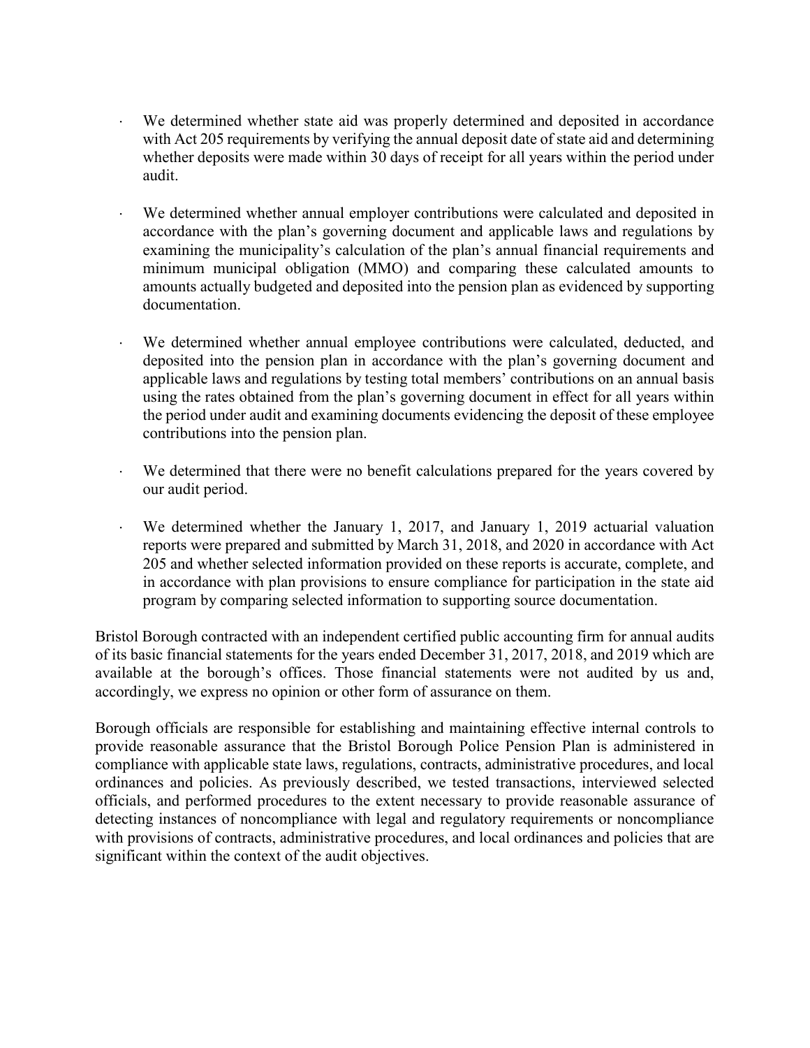- We determined whether state aid was properly determined and deposited in accordance with Act 205 requirements by verifying the annual deposit date of state aid and determining whether deposits were made within 30 days of receipt for all years within the period under audit.

- We determined whether annual employer contributions were calculated and deposited in accordance with the plan's governing document and applicable laws and regulations by examining the municipality's calculation of the plan's annual financial requirements and minimum municipal obligation (MMO) and comparing these calculated amounts to amounts actually budgeted and deposited into the pension plan as evidenced by supporting documentation.

- We determined whether annual employee contributions were calculated, deducted, and deposited into the pension plan in accordance with the plan's governing document and applicable laws and regulations by testing total members' contributions on an annual basis using the rates obtained from the plan's governing document in effect for all years within the period under audit and examining documents evidencing the deposit of these employee contributions into the pension plan.

- We determined that there were no benefit calculations prepared for the years covered by our audit period.

- We determined whether the January 1, 2017, and January 1, 2019 actuarial valuation reports were prepared and submitted by March 31, 2018, and 2020 in accordance with Act 205 and whether selected information provided on these reports is accurate, complete, and in accordance with plan provisions to ensure compliance for participation in the state aid program by comparing selected information to supporting source documentation.

Bristol Borough contracted with an independent certified public accounting firm for annual audits of its basic financial statements for the years ended December 31, 2017, 2018, and 2019 which are available at the borough's offices. Those financial statements were not audited by us and, accordingly, we express no opinion or other form of assurance on them.

Borough officials are responsible for establishing and maintaining effective internal controls to provide reasonable assurance that the Bristol Borough Police Pension Plan is administered in compliance with applicable state laws, regulations, contracts, administrative procedures, and local ordinances and policies. As previously described, we tested transactions, interviewed selected officials, and performed procedures to the extent necessary to provide reasonable assurance of detecting instances of noncompliance with legal and regulatory requirements or noncompliance with provisions of contracts, administrative procedures, and local ordinances and policies that are significant within the context of the audit objectives.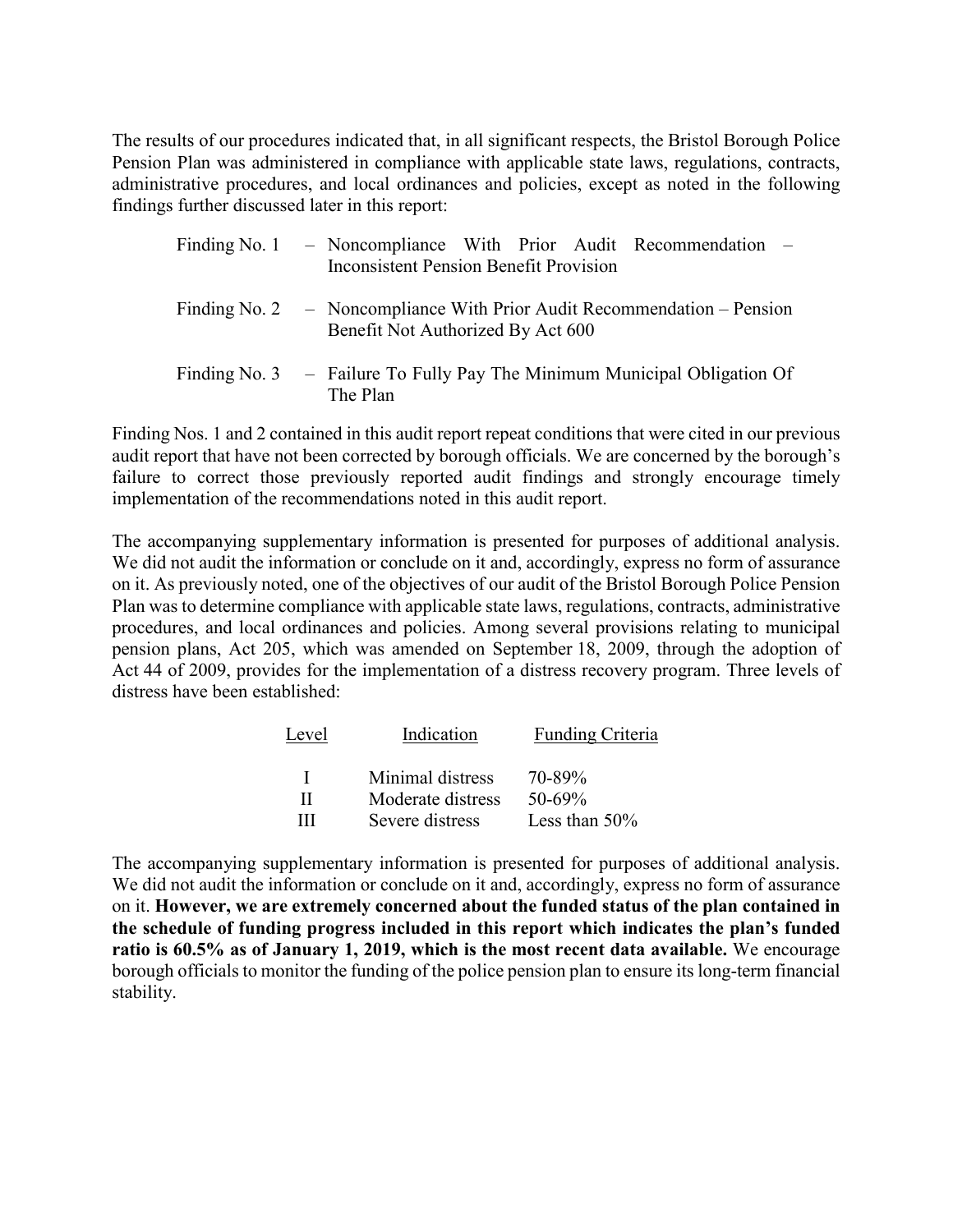The results of our procedures indicated that, in all significant respects, the Bristol Borough Police Pension Plan was administered in compliance with applicable state laws, regulations, contracts, administrative procedures, and local ordinances and policies, except as noted in the following findings further discussed later in this report:

| | |
|---|---|
| Finding No. 1 | – Noncompliance With Prior Audit Recommendation – Inconsistent Pension Benefit Provision |
| Finding No. 2 | – Noncompliance With Prior Audit Recommendation – Pension Benefit Not Authorized By Act 600 |
| Finding No. 3 | – Failure To Fully Pay The Minimum Municipal Obligation Of The Plan |

Finding Nos. 1 and 2 contained in this audit report repeat conditions that were cited in our previous audit report that have not been corrected by borough officials. We are concerned by the borough's failure to correct those previously reported audit findings and strongly encourage timely implementation of the recommendations noted in this audit report.

The accompanying supplementary information is presented for purposes of additional analysis. We did not audit the information or conclude on it and, accordingly, express no form of assurance on it. As previously noted, one of the objectives of our audit of the Bristol Borough Police Pension Plan was to determine compliance with applicable state laws, regulations, contracts, administrative procedures, and local ordinances and policies. Among several provisions relating to municipal pension plans, Act 205, which was amended on September 18, 2009, through the adoption of Act 44 of 2009, provides for the implementation of a distress recovery program. Three levels of distress have been established:

| Level | Indication | Funding Criteria |
|---|---|---|
| I | Minimal distress | 70-89% |
| II | Moderate distress | 50-69% |
| III | Severe distress | Less than 50% |

The accompanying supplementary information is presented for purposes of additional analysis. We did not audit the information or conclude on it and, accordingly, express no form of assurance on it. **However, we are extremely concerned about the funded status of the plan contained in the schedule of funding progress included in this report which indicates the plan's funded ratio is 60.5% as of January 1, 2019, which is the most recent data available.** We encourage borough officials to monitor the funding of the police pension plan to ensure its long-term financial stability.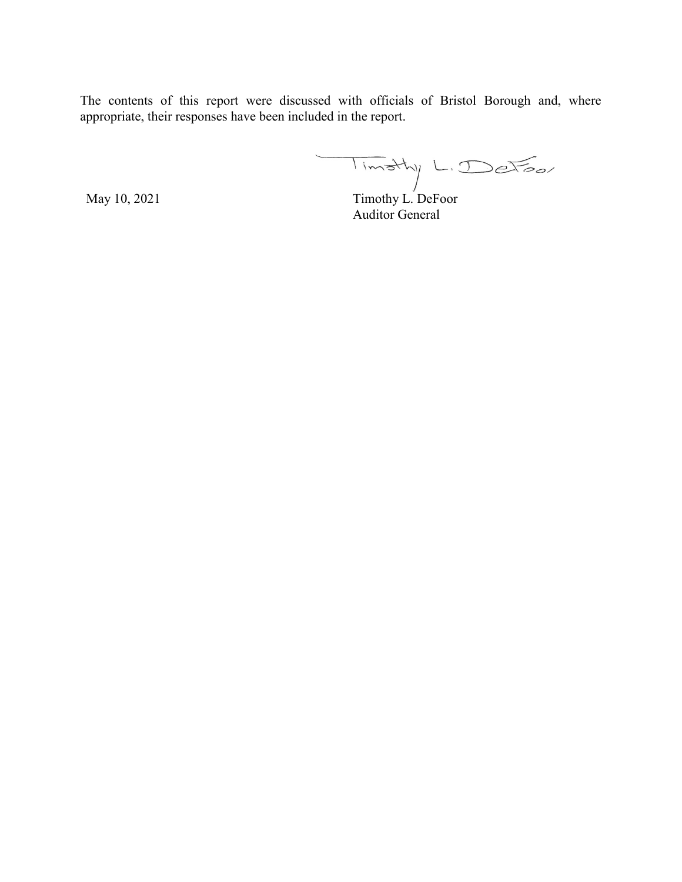The contents of this report were discussed with officials of Bristol Borough and, where appropriate, their responses have been included in the report.

Timothy L. DeFoor

May 10, 2021

Timothy L. DeFoor
Auditor General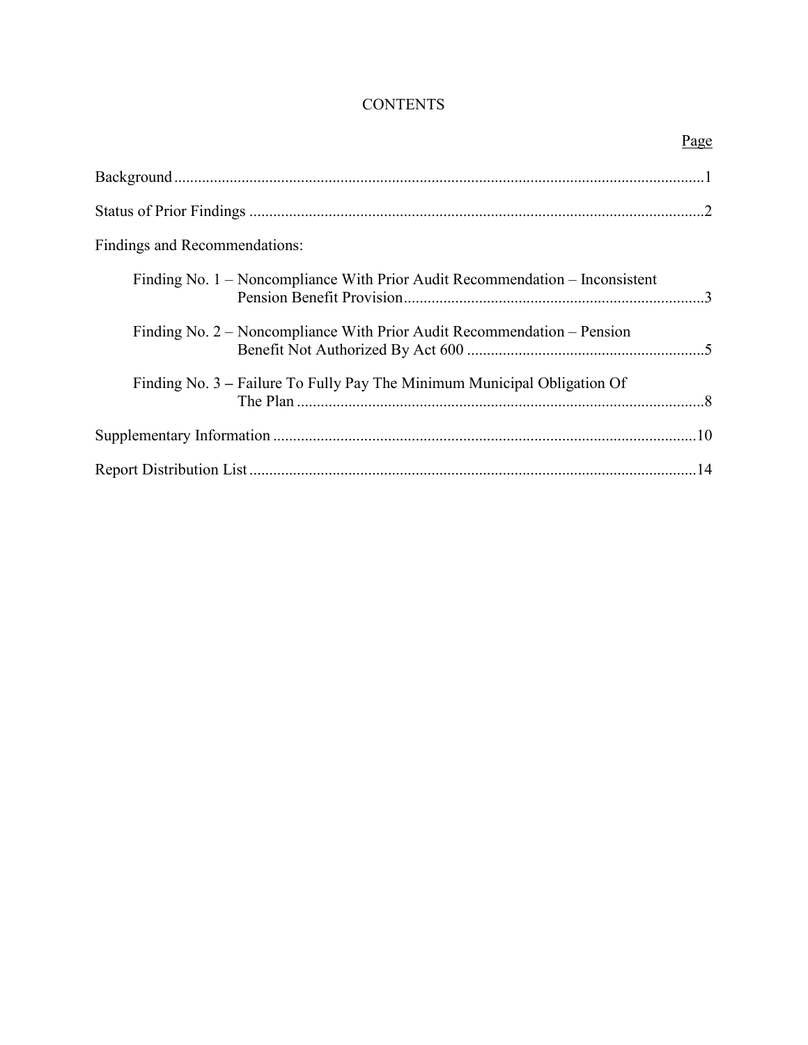# CONTENTS

| | Page |
|---|---|
| Background | 1 |
| Status of Prior Findings | 2 |
| Findings and Recommendations: | |
| Finding No. 1 – Noncompliance With Prior Audit Recommendation – Inconsistent Pension Benefit Provision | 3 |
| Finding No. 2 – Noncompliance With Prior Audit Recommendation – Pension Benefit Not Authorized By Act 600 | 5 |
| Finding No. 3 – Failure To Fully Pay The Minimum Municipal Obligation Of The Plan | 8 |
| Supplementary Information | 10 |
| Report Distribution List | 14 |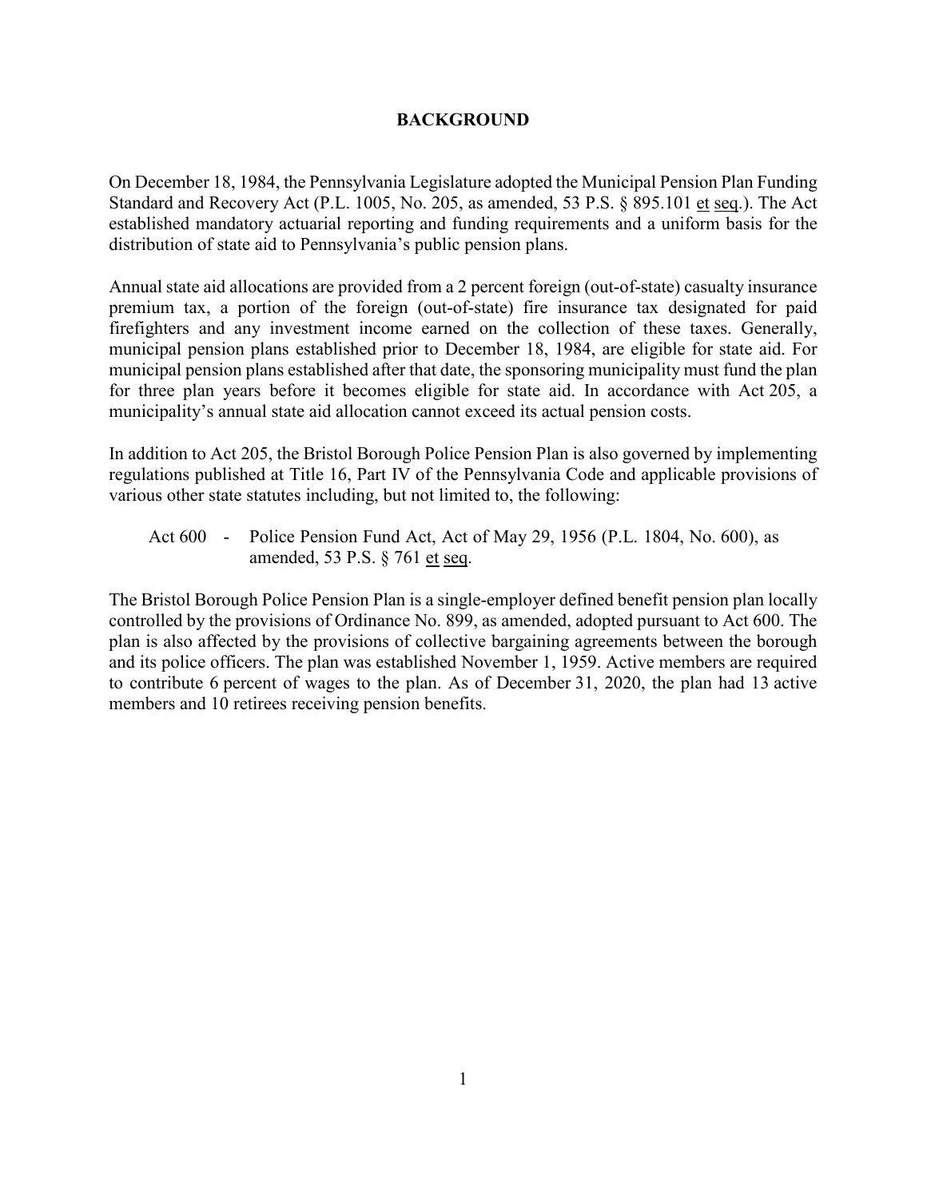# BACKGROUND

On December 18, 1984, the Pennsylvania Legislature adopted the Municipal Pension Plan Funding Standard and Recovery Act (P.L. 1005, No. 205, as amended, 53 P.S. § 895.101 et seq.). The Act established mandatory actuarial reporting and funding requirements and a uniform basis for the distribution of state aid to Pennsylvania's public pension plans.

Annual state aid allocations are provided from a 2 percent foreign (out-of-state) casualty insurance premium tax, a portion of the foreign (out-of-state) fire insurance tax designated for paid firefighters and any investment income earned on the collection of these taxes. Generally, municipal pension plans established prior to December 18, 1984, are eligible for state aid. For municipal pension plans established after that date, the sponsoring municipality must fund the plan for three plan years before it becomes eligible for state aid. In accordance with Act 205, a municipality's annual state aid allocation cannot exceed its actual pension costs.

In addition to Act 205, the Bristol Borough Police Pension Plan is also governed by implementing regulations published at Title 16, Part IV of the Pennsylvania Code and applicable provisions of various other state statutes including, but not limited to, the following:

Act 600 - Police Pension Fund Act, Act of May 29, 1956 (P.L. 1804, No. 600), as amended, 53 P.S. § 761 et seq.

The Bristol Borough Police Pension Plan is a single-employer defined benefit pension plan locally controlled by the provisions of Ordinance No. 899, as amended, adopted pursuant to Act 600. The plan is also affected by the provisions of collective bargaining agreements between the borough and its police officers. The plan was established November 1, 1959. Active members are required to contribute 6 percent of wages to the plan. As of December 31, 2020, the plan had 13 active members and 10 retirees receiving pension benefits.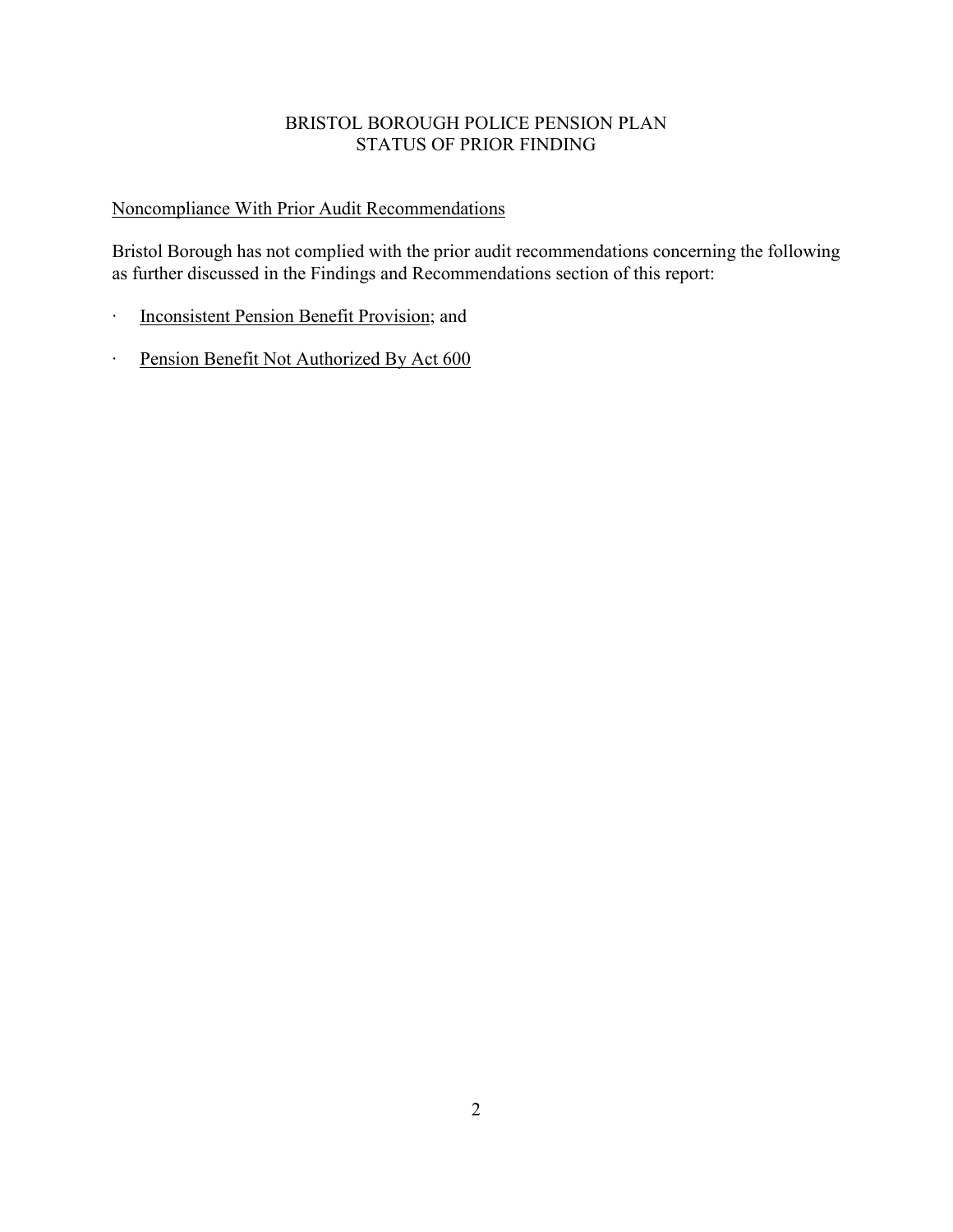# BRISTOL BOROUGH POLICE PENSION PLAN
## STATUS OF PRIOR FINDING

Noncompliance With Prior Audit Recommendations

Bristol Borough has not complied with the prior audit recommendations concerning the following as further discussed in the Findings and Recommendations section of this report:

- Inconsistent Pension Benefit Provision; and
- Pension Benefit Not Authorized By Act 600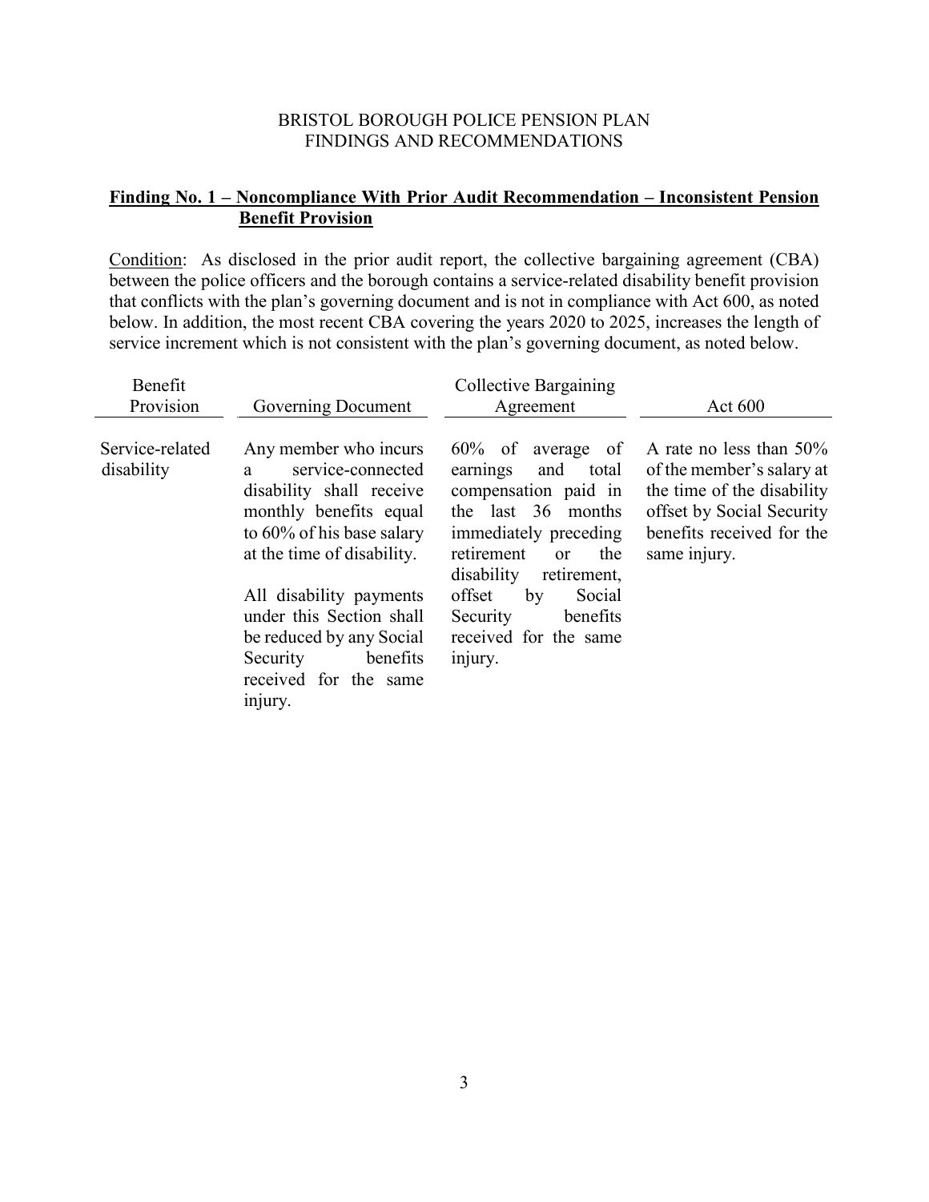BRISTOL BOROUGH POLICE PENSION PLAN
FINDINGS AND RECOMMENDATIONS

## Finding No. 1 – Noncompliance With Prior Audit Recommendation – Inconsistent Pension Benefit Provision

Condition: As disclosed in the prior audit report, the collective bargaining agreement (CBA) between the police officers and the borough contains a service-related disability benefit provision that conflicts with the plan's governing document and is not in compliance with Act 600, as noted below. In addition, the most recent CBA covering the years 2020 to 2025, increases the length of service increment which is not consistent with the plan's governing document, as noted below.

| Benefit Provision | Governing Document | Collective Bargaining Agreement | Act 600 |
|---|---|---|---|
| Service-related disability | Any member who incurs a service-connected disability shall receive monthly benefits equal to 60% of his base salary at the time of disability.<br><br>All disability payments under this Section shall be reduced by any Social Security benefits received for the same injury. | 60% of average of earnings and total compensation paid in the last 36 months immediately preceding retirement or the disability retirement, offset by Social Security benefits received for the same injury. | A rate no less than 50% of the member's salary at the time of the disability offset by Social Security benefits received for the same injury. |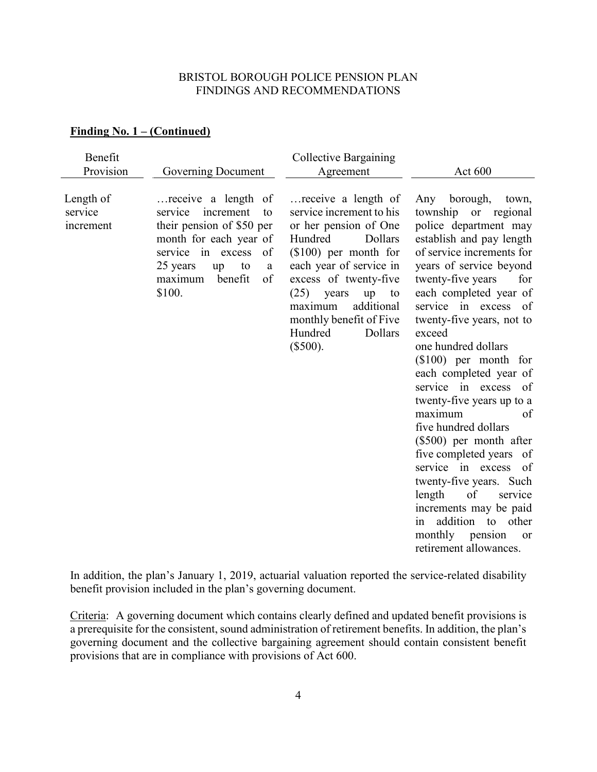BRISTOL BOROUGH POLICE PENSION PLAN
FINDINGS AND RECOMMENDATIONS

**Finding No. 1 – (Continued)**

| Benefit Provision | Governing Document | Collective Bargaining Agreement | Act 600 |
|---|---|---|---|
| Length of service increment | …receive a length of service increment to their pension of $50 per month for each year of service in excess of 25 years up to a maximum benefit of $100. | …receive a length of service increment to his or her pension of One Hundred Dollars ($100) per month for each year of service in excess of twenty-five (25) years up to maximum additional monthly benefit of Five Hundred Dollars ($500). | Any borough, town, township or regional police department may establish and pay length of service increments for years of service beyond twenty-five years for each completed year of service in excess of twenty-five years, not to exceed one hundred dollars ($100) per month for each completed year of service in excess of twenty-five years up to a maximum of five hundred dollars ($500) per month after five completed years of service in excess of twenty-five years. Such length of service increments may be paid in addition to other monthly pension or retirement allowances. |

In addition, the plan's January 1, 2019, actuarial valuation reported the service-related disability benefit provision included in the plan's governing document.

Criteria: A governing document which contains clearly defined and updated benefit provisions is a prerequisite for the consistent, sound administration of retirement benefits. In addition, the plan's governing document and the collective bargaining agreement should contain consistent benefit provisions that are in compliance with provisions of Act 600.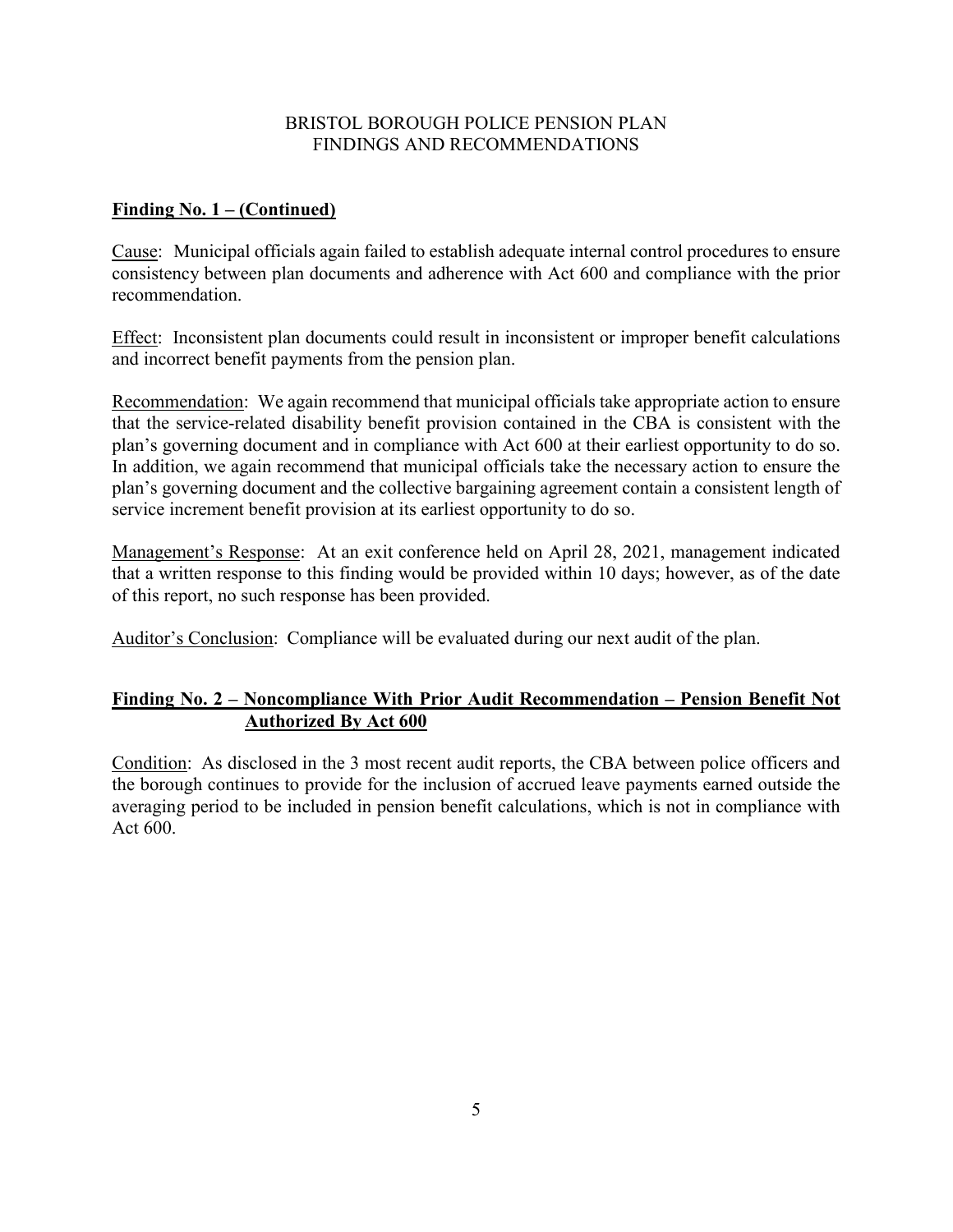BRISTOL BOROUGH POLICE PENSION PLAN
FINDINGS AND RECOMMENDATIONS

**Finding No. 1 – (Continued)**

Cause: Municipal officials again failed to establish adequate internal control procedures to ensure consistency between plan documents and adherence with Act 600 and compliance with the prior recommendation.

Effect: Inconsistent plan documents could result in inconsistent or improper benefit calculations and incorrect benefit payments from the pension plan.

Recommendation: We again recommend that municipal officials take appropriate action to ensure that the service-related disability benefit provision contained in the CBA is consistent with the plan's governing document and in compliance with Act 600 at their earliest opportunity to do so. In addition, we again recommend that municipal officials take the necessary action to ensure the plan's governing document and the collective bargaining agreement contain a consistent length of service increment benefit provision at its earliest opportunity to do so.

Management's Response: At an exit conference held on April 28, 2021, management indicated that a written response to this finding would be provided within 10 days; however, as of the date of this report, no such response has been provided.

Auditor's Conclusion: Compliance will be evaluated during our next audit of the plan.

**Finding No. 2 – Noncompliance With Prior Audit Recommendation – Pension Benefit Not Authorized By Act 600**

Condition: As disclosed in the 3 most recent audit reports, the CBA between police officers and the borough continues to provide for the inclusion of accrued leave payments earned outside the averaging period to be included in pension benefit calculations, which is not in compliance with Act 600.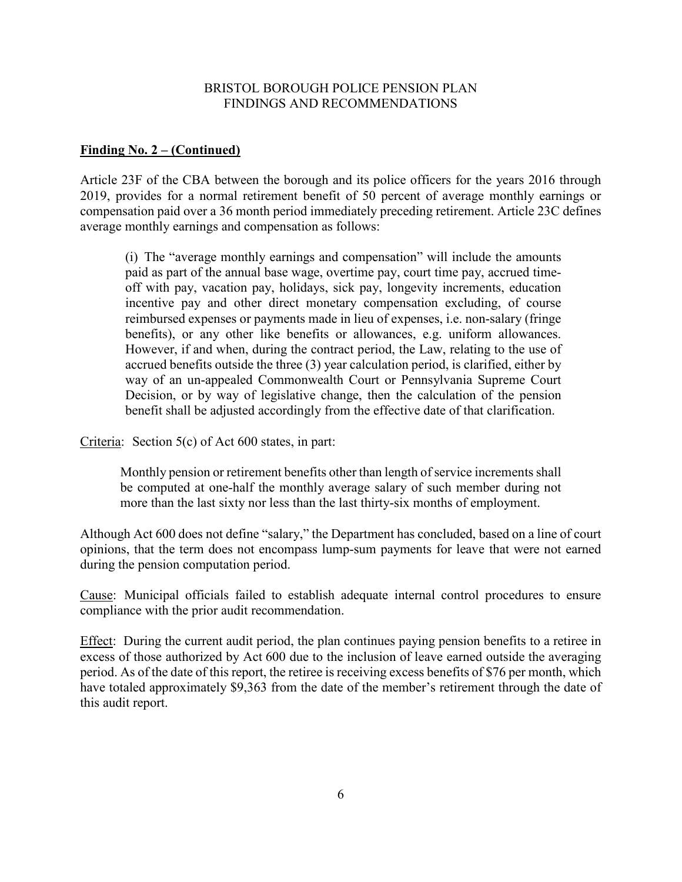# BRISTOL BOROUGH POLICE PENSION PLAN
# FINDINGS AND RECOMMENDATIONS

**Finding No. 2 – (Continued)**

Article 23F of the CBA between the borough and its police officers for the years 2016 through 2019, provides for a normal retirement benefit of 50 percent of average monthly earnings or compensation paid over a 36 month period immediately preceding retirement. Article 23C defines average monthly earnings and compensation as follows:

> (i) The "average monthly earnings and compensation" will include the amounts paid as part of the annual base wage, overtime pay, court time pay, accrued time-off with pay, vacation pay, holidays, sick pay, longevity increments, education incentive pay and other direct monetary compensation excluding, of course reimbursed expenses or payments made in lieu of expenses, i.e. non-salary (fringe benefits), or any other like benefits or allowances, e.g. uniform allowances. However, if and when, during the contract period, the Law, relating to the use of accrued benefits outside the three (3) year calculation period, is clarified, either by way of an un-appealed Commonwealth Court or Pennsylvania Supreme Court Decision, or by way of legislative change, then the calculation of the pension benefit shall be adjusted accordingly from the effective date of that clarification.

Criteria: Section 5(c) of Act 600 states, in part:

> Monthly pension or retirement benefits other than length of service increments shall be computed at one-half the monthly average salary of such member during not more than the last sixty nor less than the last thirty-six months of employment.

Although Act 600 does not define "salary," the Department has concluded, based on a line of court opinions, that the term does not encompass lump-sum payments for leave that were not earned during the pension computation period.

Cause: Municipal officials failed to establish adequate internal control procedures to ensure compliance with the prior audit recommendation.

Effect: During the current audit period, the plan continues paying pension benefits to a retiree in excess of those authorized by Act 600 due to the inclusion of leave earned outside the averaging period. As of the date of this report, the retiree is receiving excess benefits of $76 per month, which have totaled approximately $9,363 from the date of the member's retirement through the date of this audit report.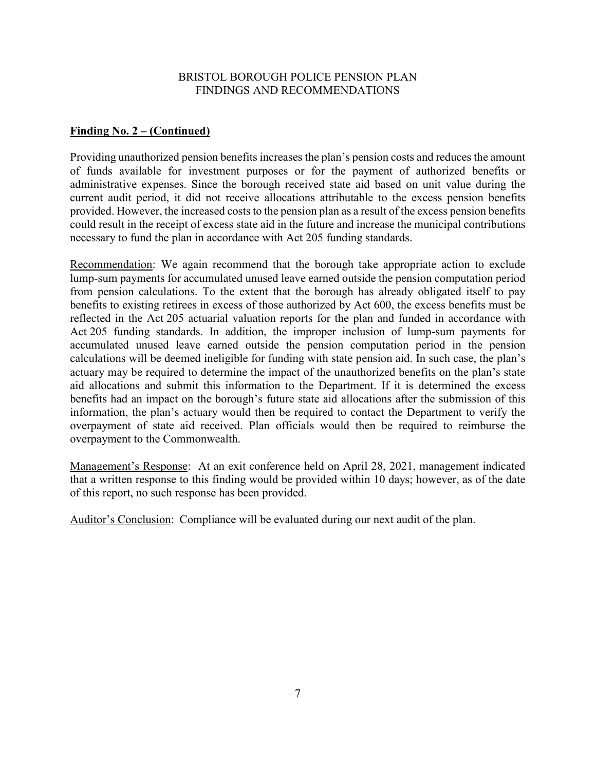**Finding No. 2 – (Continued)**

Providing unauthorized pension benefits increases the plan's pension costs and reduces the amount of funds available for investment purposes or for the payment of authorized benefits or administrative expenses. Since the borough received state aid based on unit value during the current audit period, it did not receive allocations attributable to the excess pension benefits provided. However, the increased costs to the pension plan as a result of the excess pension benefits could result in the receipt of excess state aid in the future and increase the municipal contributions necessary to fund the plan in accordance with Act 205 funding standards.

Recommendation: We again recommend that the borough take appropriate action to exclude lump-sum payments for accumulated unused leave earned outside the pension computation period from pension calculations. To the extent that the borough has already obligated itself to pay benefits to existing retirees in excess of those authorized by Act 600, the excess benefits must be reflected in the Act 205 actuarial valuation reports for the plan and funded in accordance with Act 205 funding standards. In addition, the improper inclusion of lump-sum payments for accumulated unused leave earned outside the pension computation period in the pension calculations will be deemed ineligible for funding with state pension aid. In such case, the plan's actuary may be required to determine the impact of the unauthorized benefits on the plan's state aid allocations and submit this information to the Department. If it is determined the excess benefits had an impact on the borough's future state aid allocations after the submission of this information, the plan's actuary would then be required to contact the Department to verify the overpayment of state aid received. Plan officials would then be required to reimburse the overpayment to the Commonwealth.

Management's Response: At an exit conference held on April 28, 2021, management indicated that a written response to this finding would be provided within 10 days; however, as of the date of this report, no such response has been provided.

Auditor's Conclusion: Compliance will be evaluated during our next audit of the plan.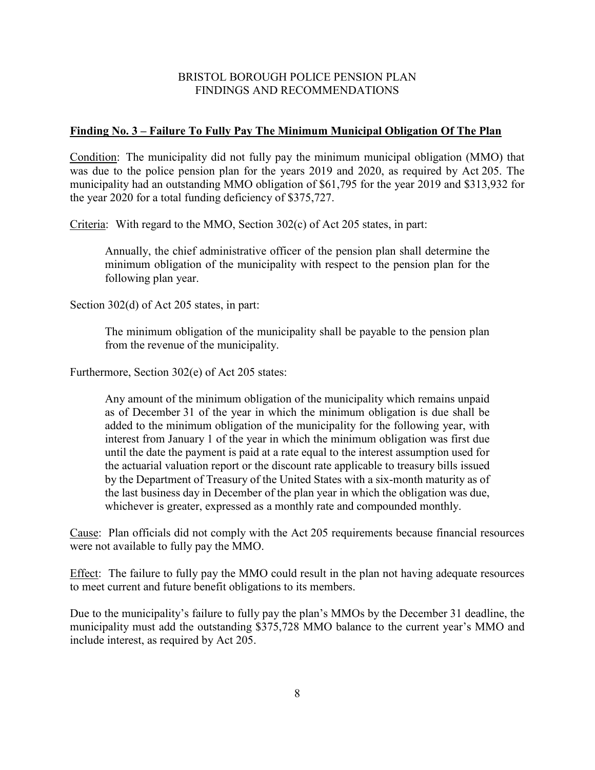BRISTOL BOROUGH POLICE PENSION PLAN
FINDINGS AND RECOMMENDATIONS

**Finding No. 3 – Failure To Fully Pay The Minimum Municipal Obligation Of The Plan**

Condition: The municipality did not fully pay the minimum municipal obligation (MMO) that was due to the police pension plan for the years 2019 and 2020, as required by Act 205. The municipality had an outstanding MMO obligation of $61,795 for the year 2019 and $313,932 for the year 2020 for a total funding deficiency of $375,727.

Criteria: With regard to the MMO, Section 302(c) of Act 205 states, in part:

> Annually, the chief administrative officer of the pension plan shall determine the minimum obligation of the municipality with respect to the pension plan for the following plan year.

Section 302(d) of Act 205 states, in part:

> The minimum obligation of the municipality shall be payable to the pension plan from the revenue of the municipality.

Furthermore, Section 302(e) of Act 205 states:

> Any amount of the minimum obligation of the municipality which remains unpaid as of December 31 of the year in which the minimum obligation is due shall be added to the minimum obligation of the municipality for the following year, with interest from January 1 of the year in which the minimum obligation was first due until the date the payment is paid at a rate equal to the interest assumption used for the actuarial valuation report or the discount rate applicable to treasury bills issued by the Department of Treasury of the United States with a six-month maturity as of the last business day in December of the plan year in which the obligation was due, whichever is greater, expressed as a monthly rate and compounded monthly.

Cause: Plan officials did not comply with the Act 205 requirements because financial resources were not available to fully pay the MMO.

Effect: The failure to fully pay the MMO could result in the plan not having adequate resources to meet current and future benefit obligations to its members.

Due to the municipality's failure to fully pay the plan's MMOs by the December 31 deadline, the municipality must add the outstanding $375,728 MMO balance to the current year's MMO and include interest, as required by Act 205.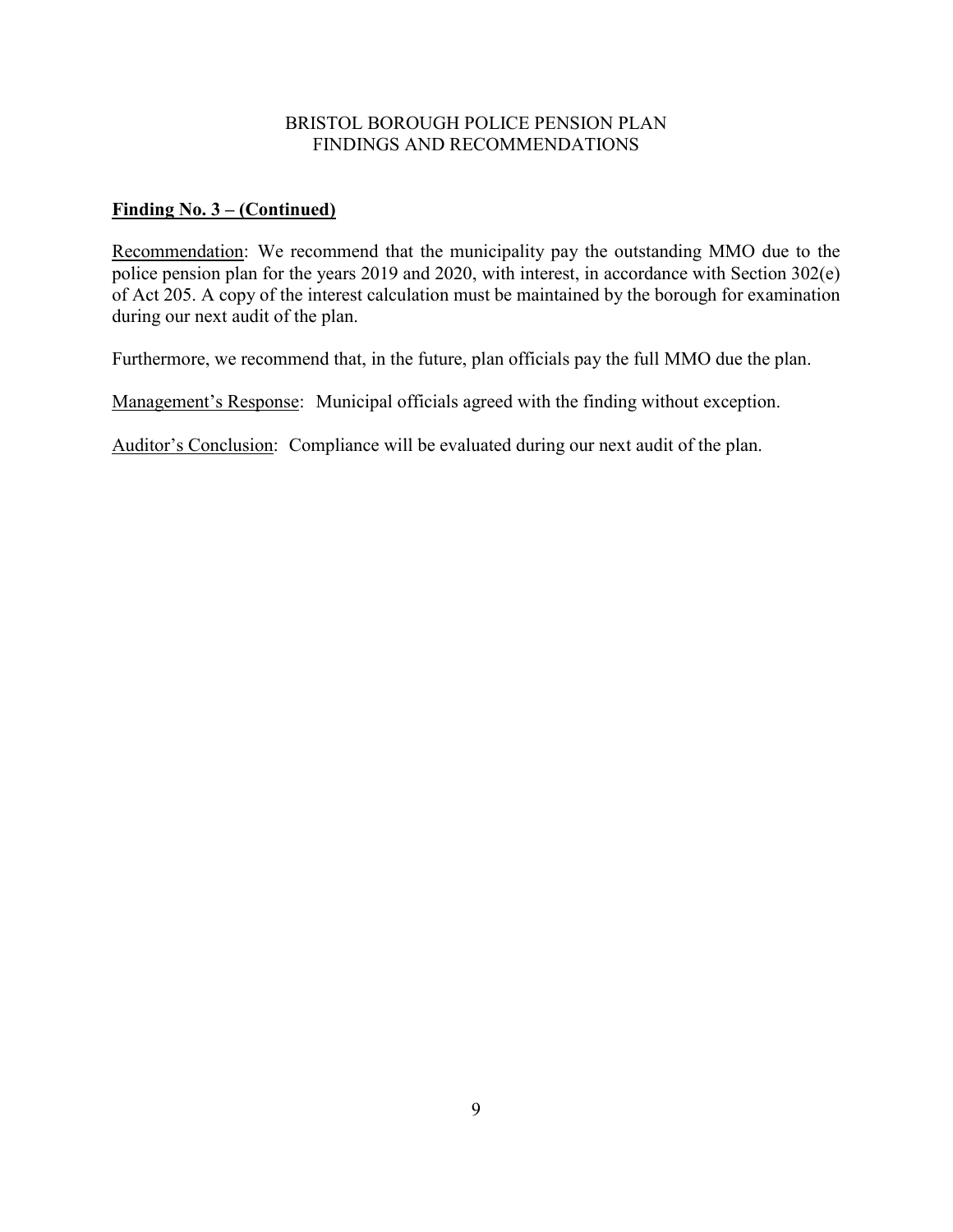## Finding No. 3 – (Continued)

Recommendation: We recommend that the municipality pay the outstanding MMO due to the police pension plan for the years 2019 and 2020, with interest, in accordance with Section 302(e) of Act 205. A copy of the interest calculation must be maintained by the borough for examination during our next audit of the plan.

Furthermore, we recommend that, in the future, plan officials pay the full MMO due the plan.

Management's Response: Municipal officials agreed with the finding without exception.

Auditor's Conclusion: Compliance will be evaluated during our next audit of the plan.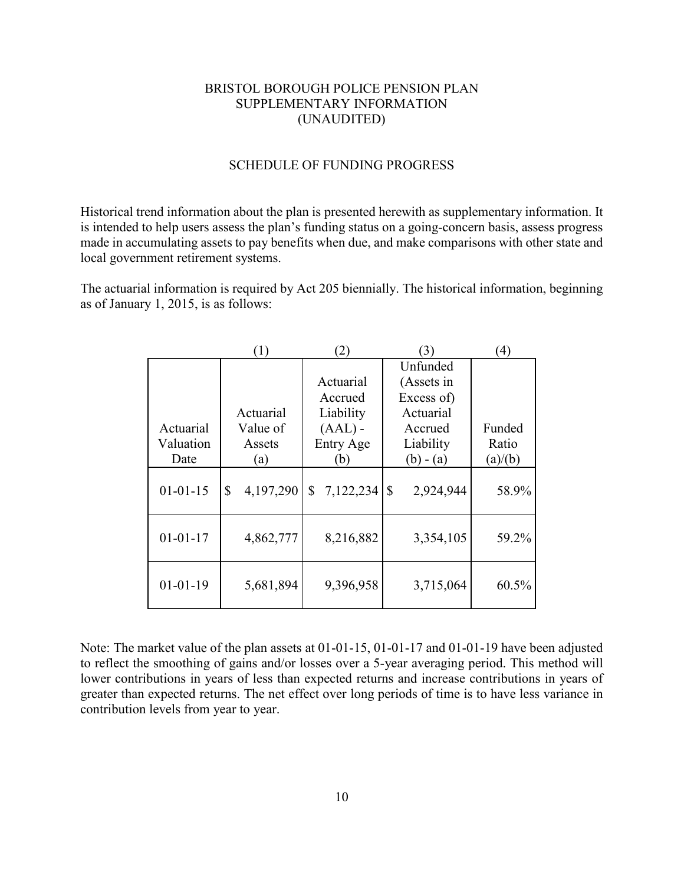# BRISTOL BOROUGH POLICE PENSION PLAN
## SUPPLEMENTARY INFORMATION
## (UNAUDITED)

### SCHEDULE OF FUNDING PROGRESS

Historical trend information about the plan is presented herewith as supplementary information. It is intended to help users assess the plan's funding status on a going-concern basis, assess progress made in accumulating assets to pay benefits when due, and make comparisons with other state and local government retirement systems.

The actuarial information is required by Act 205 biennially. The historical information, beginning as of January 1, 2015, is as follows:

| | (1) | (2) | (3) | (4) |
|---|---|---|---|---|
| Actuarial Valuation Date | Actuarial Value of Assets (a) | Actuarial Accrued Liability (AAL) - Entry Age (b) | Unfunded (Assets in Excess of) Actuarial Accrued Liability (b) - (a) | Funded Ratio (a)/(b) |
| 01-01-15 | $ 4,197,290 | $ 7,122,234 | $ 2,924,944 | 58.9% |
| 01-01-17 | 4,862,777 | 8,216,882 | 3,354,105 | 59.2% |
| 01-01-19 | 5,681,894 | 9,396,958 | 3,715,064 | 60.5% |

Note: The market value of the plan assets at 01-01-15, 01-01-17 and 01-01-19 have been adjusted to reflect the smoothing of gains and/or losses over a 5-year averaging period. This method will lower contributions in years of less than expected returns and increase contributions in years of greater than expected returns. The net effect over long periods of time is to have less variance in contribution levels from year to year.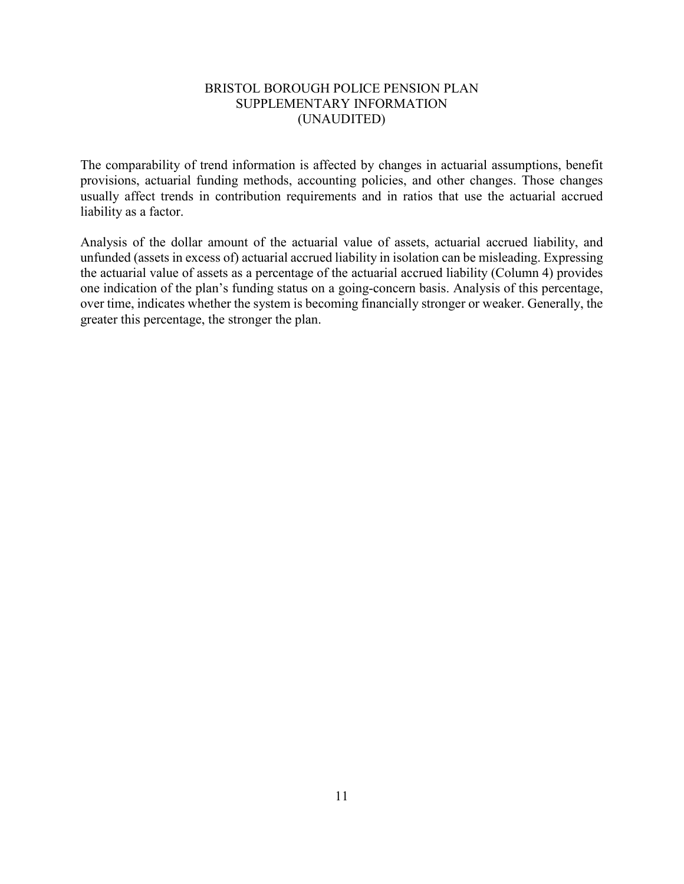# BRISTOL BOROUGH POLICE PENSION PLAN
## SUPPLEMENTARY INFORMATION
## (UNAUDITED)

The comparability of trend information is affected by changes in actuarial assumptions, benefit provisions, actuarial funding methods, accounting policies, and other changes. Those changes usually affect trends in contribution requirements and in ratios that use the actuarial accrued liability as a factor.

Analysis of the dollar amount of the actuarial value of assets, actuarial accrued liability, and unfunded (assets in excess of) actuarial accrued liability in isolation can be misleading. Expressing the actuarial value of assets as a percentage of the actuarial accrued liability (Column 4) provides one indication of the plan's funding status on a going-concern basis. Analysis of this percentage, over time, indicates whether the system is becoming financially stronger or weaker. Generally, the greater this percentage, the stronger the plan.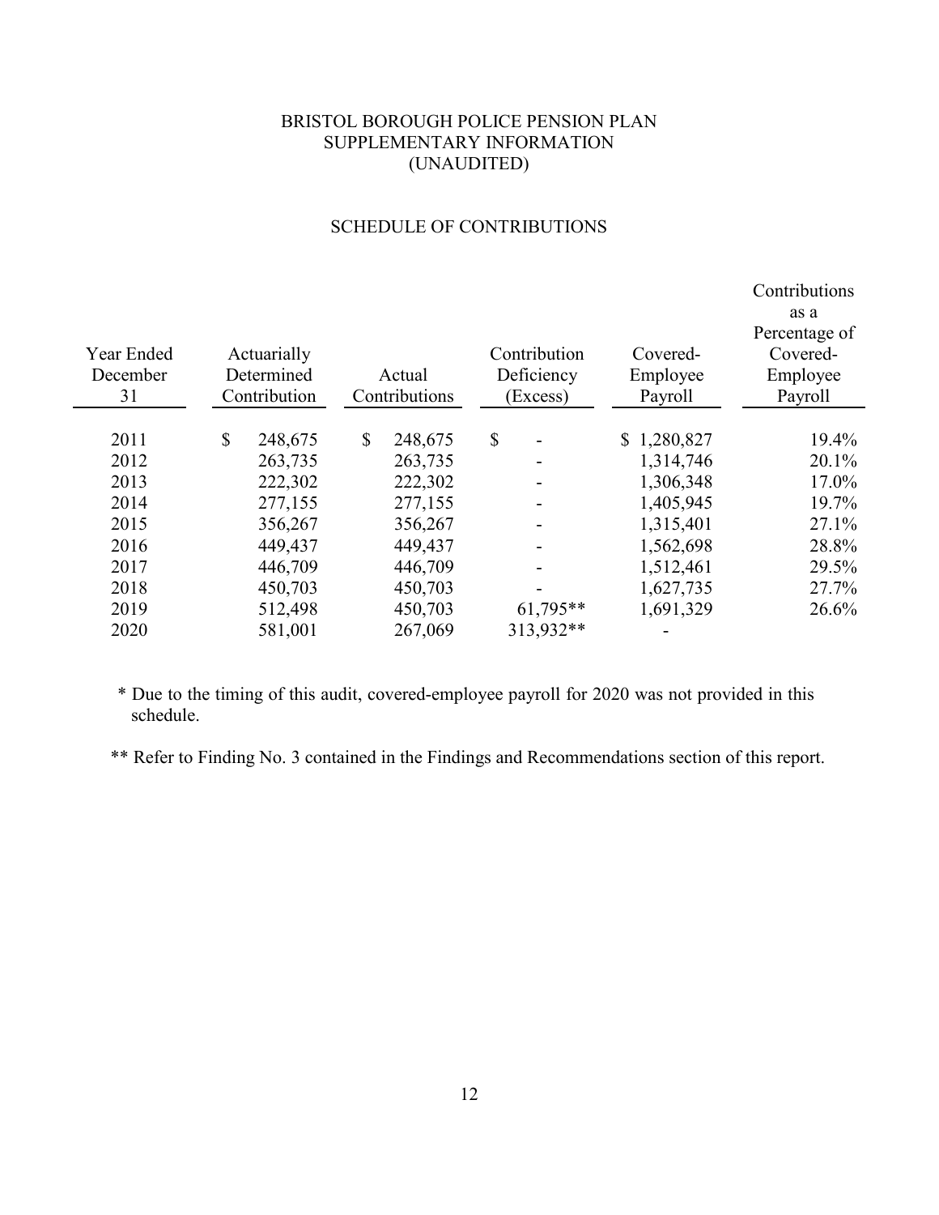# BRISTOL BOROUGH POLICE PENSION PLAN
## SUPPLEMENTARY INFORMATION
## (UNAUDITED)

### SCHEDULE OF CONTRIBUTIONS

| Year Ended December 31 | Actuarially Determined Contribution | Actual Contributions | Contribution Deficiency (Excess) | Covered-Employee Payroll | Contributions as a Percentage of Covered-Employee Payroll |
|---|---|---|---|---|---|
| 2011 | $ 248,675 | $ 248,675 | $ - | $ 1,280,827 | 19.4% |
| 2012 | 263,735 | 263,735 | - | 1,314,746 | 20.1% |
| 2013 | 222,302 | 222,302 | - | 1,306,348 | 17.0% |
| 2014 | 277,155 | 277,155 | - | 1,405,945 | 19.7% |
| 2015 | 356,267 | 356,267 | - | 1,315,401 | 27.1% |
| 2016 | 449,437 | 449,437 | - | 1,562,698 | 28.8% |
| 2017 | 446,709 | 446,709 | - | 1,512,461 | 29.5% |
| 2018 | 450,703 | 450,703 | - | 1,627,735 | 27.7% |
| 2019 | 512,498 | 450,703 | 61,795** | 1,691,329 | 26.6% |
| 2020 | 581,001 | 267,069 | 313,932** | - | |

\* Due to the timing of this audit, covered-employee payroll for 2020 was not provided in this schedule.

\** Refer to Finding No. 3 contained in the Findings and Recommendations section of this report.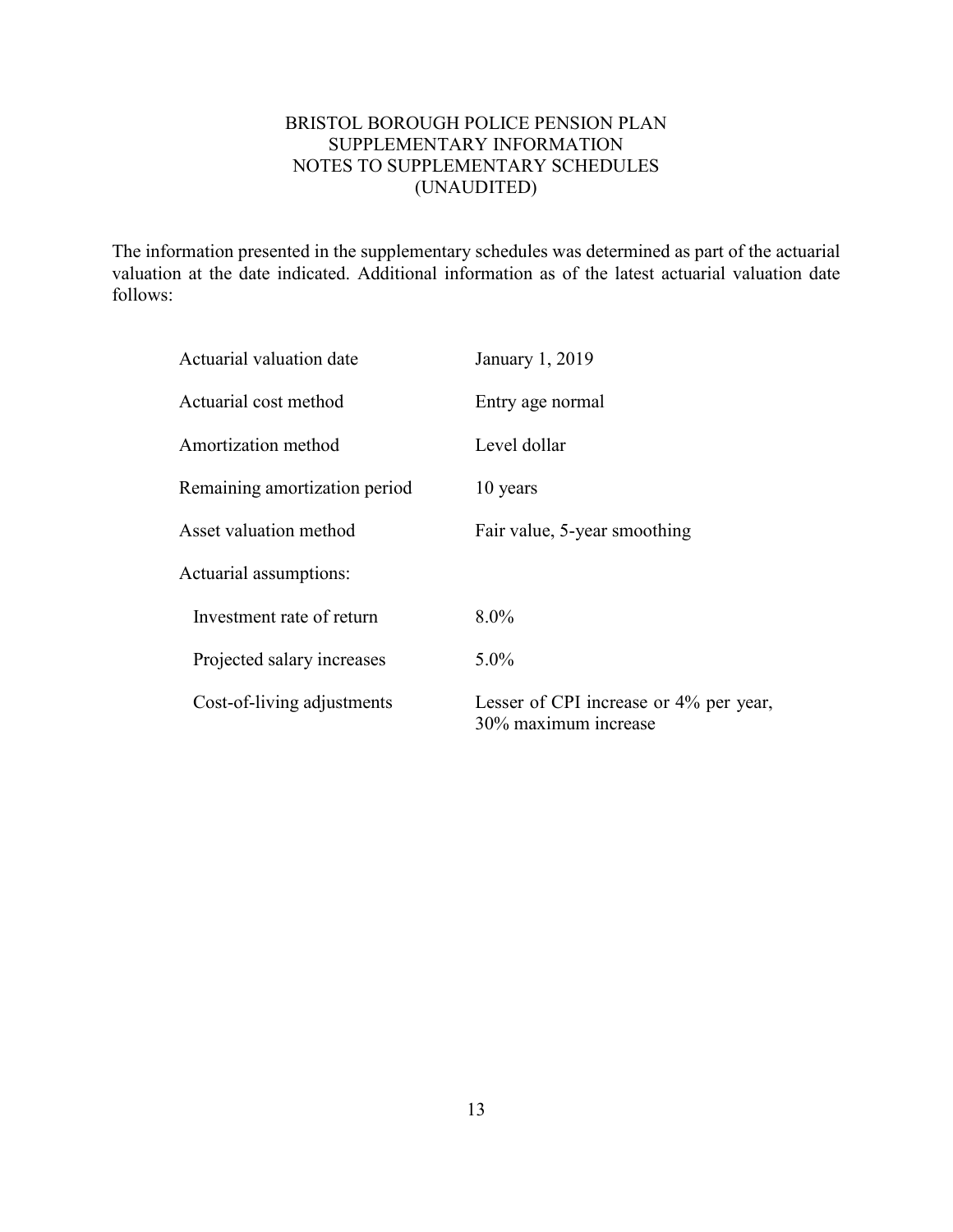# BRISTOL BOROUGH POLICE PENSION PLAN
## SUPPLEMENTARY INFORMATION
## NOTES TO SUPPLEMENTARY SCHEDULES
## (UNAUDITED)

The information presented in the supplementary schedules was determined as part of the actuarial valuation at the date indicated. Additional information as of the latest actuarial valuation date follows:

| | |
|---|---|
| Actuarial valuation date | January 1, 2019 |
| Actuarial cost method | Entry age normal |
| Amortization method | Level dollar |
| Remaining amortization period | 10 years |
| Asset valuation method | Fair value, 5-year smoothing |
| Actuarial assumptions: | |
| Investment rate of return | 8.0% |
| Projected salary increases | 5.0% |
| Cost-of-living adjustments | Lesser of CPI increase or 4% per year, 30% maximum increase |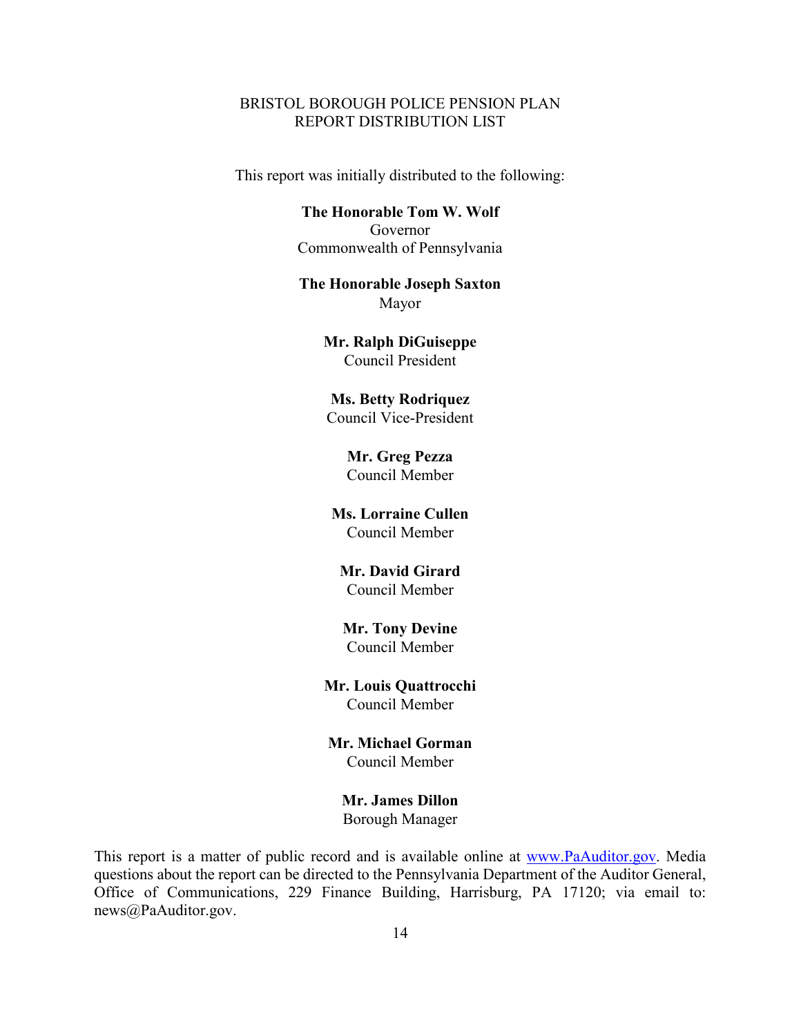# BRISTOL BOROUGH POLICE PENSION PLAN
# REPORT DISTRIBUTION LIST

This report was initially distributed to the following:

**The Honorable Tom W. Wolf**
Governor
Commonwealth of Pennsylvania

**The Honorable Joseph Saxton**
Mayor

**Mr. Ralph DiGuiseppe**
Council President

**Ms. Betty Rodriquez**
Council Vice-President

**Mr. Greg Pezza**
Council Member

**Ms. Lorraine Cullen**
Council Member

**Mr. David Girard**
Council Member

**Mr. Tony Devine**
Council Member

**Mr. Louis Quattrocchi**
Council Member

**Mr. Michael Gorman**
Council Member

**Mr. James Dillon**
Borough Manager

This report is a matter of public record and is available online at www.PaAuditor.gov. Media questions about the report can be directed to the Pennsylvania Department of the Auditor General, Office of Communications, 229 Finance Building, Harrisburg, PA 17120; via email to: news@PaAuditor.gov.